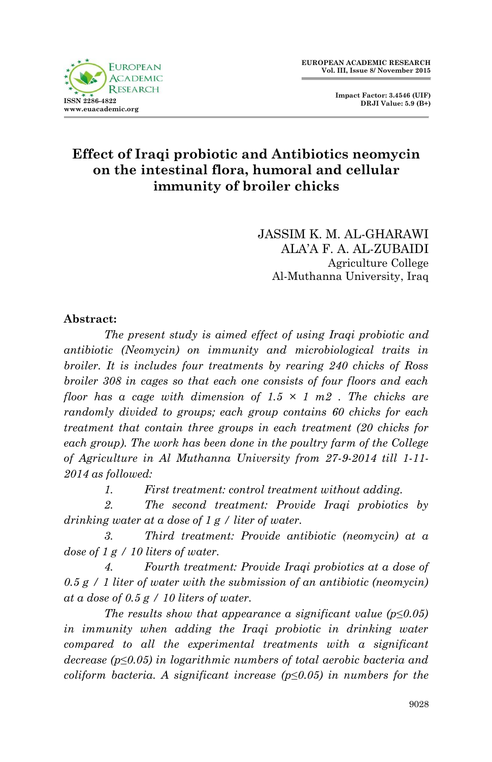# Effect of Iraqi probiotic and Antibiotics neomycin on the intestinal flora, humoral and cellular immunity of broiler chicks

JASSIM K. M. AL-GHARAWI
ALA'A F. A. AL-ZUBAIDI
Agriculture College
Al-Muthanna University, Iraq

**Abstract:**

*The present study is aimed effect of using Iraqi probiotic and antibiotic (Neomycin) on immunity and microbiological traits in broiler. It is includes four treatments by rearing 240 chicks of Ross broiler 308 in cages so that each one consists of four floors and each floor has a cage with dimension of 1.5 × 1 m2 . The chicks are randomly divided to groups; each group contains 60 chicks for each treatment that contain three groups in each treatment (20 chicks for each group). The work has been done in the poultry farm of the College of Agriculture in Al Muthanna University from 27-9-2014 till 1-11-2014 as followed:*

1. *First treatment: control treatment without adding.*
2. *The second treatment: Provide Iraqi probiotics by drinking water at a dose of 1 g / liter of water.*
3. *Third treatment: Provide antibiotic (neomycin) at a dose of 1 g / 10 liters of water.*
4. *Fourth treatment: Provide Iraqi probiotics at a dose of 0.5 g / 1 liter of water with the submission of an antibiotic (neomycin) at a dose of 0.5 g / 10 liters of water.*

*The results show that appearance a significant value ($p \leq 0.05$) in immunity when adding the Iraqi probiotic in drinking water compared to all the experimental treatments with a significant decrease ($p \leq 0.05$) in logarithmic numbers of total aerobic bacteria and coliform bacteria. A significant increase ($p \leq 0.05$) in numbers for the*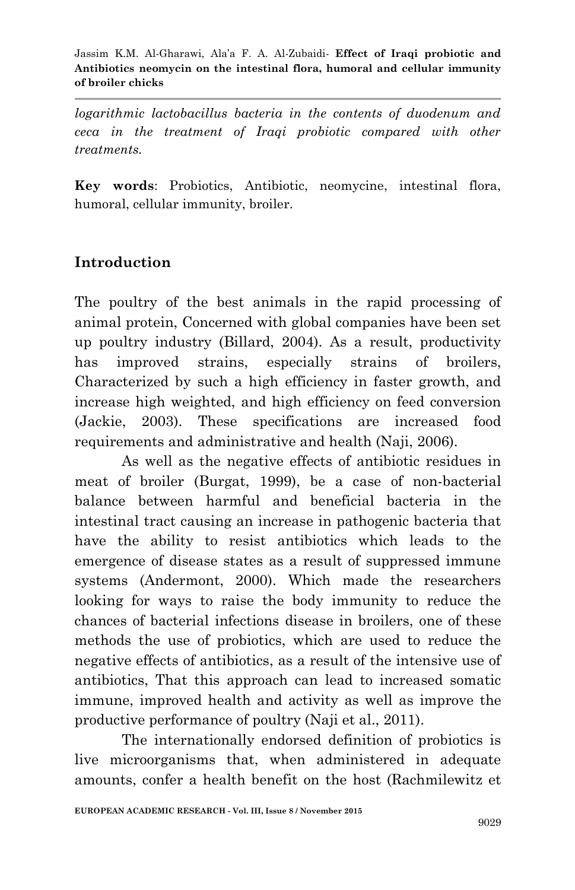*logarithmic lactobacillus bacteria in the contents of duodenum and ceca in the treatment of Iraqi probiotic compared with other treatments.*

**Key words**: Probiotics, Antibiotic, neomycine, intestinal flora, humoral, cellular immunity, broiler.

## Introduction

The poultry of the best animals in the rapid processing of animal protein, Concerned with global companies have been set up poultry industry (Billard, 2004). As a result, productivity has improved strains, especially strains of broilers, Characterized by such a high efficiency in faster growth, and increase high weighted, and high efficiency on feed conversion (Jackie, 2003). These specifications are increased food requirements and administrative and health (Naji, 2006).

As well as the negative effects of antibiotic residues in meat of broiler (Burgat, 1999), be a case of non-bacterial balance between harmful and beneficial bacteria in the intestinal tract causing an increase in pathogenic bacteria that have the ability to resist antibiotics which leads to the emergence of disease states as a result of suppressed immune systems (Andermont, 2000). Which made the researchers looking for ways to raise the body immunity to reduce the chances of bacterial infections disease in broilers, one of these methods the use of probiotics, which are used to reduce the negative effects of antibiotics, as a result of the intensive use of antibiotics, That this approach can lead to increased somatic immune, improved health and activity as well as improve the productive performance of poultry (Naji et al., 2011).

The internationally endorsed definition of probiotics is live microorganisms that, when administered in adequate amounts, confer a health benefit on the host (Rachmilewitz et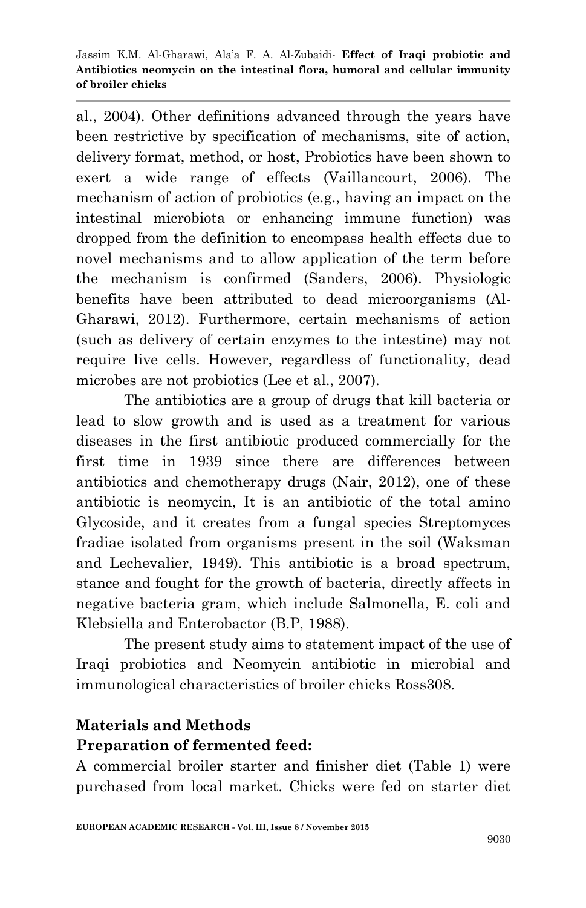al., 2004). Other definitions advanced through the years have been restrictive by specification of mechanisms, site of action, delivery format, method, or host, Probiotics have been shown to exert a wide range of effects (Vaillancourt, 2006). The mechanism of action of probiotics (e.g., having an impact on the intestinal microbiota or enhancing immune function) was dropped from the definition to encompass health effects due to novel mechanisms and to allow application of the term before the mechanism is confirmed (Sanders, 2006). Physiologic benefits have been attributed to dead microorganisms (Al-Gharawi, 2012). Furthermore, certain mechanisms of action (such as delivery of certain enzymes to the intestine) may not require live cells. However, regardless of functionality, dead microbes are not probiotics (Lee et al., 2007).

The antibiotics are a group of drugs that kill bacteria or lead to slow growth and is used as a treatment for various diseases in the first antibiotic produced commercially for the first time in 1939 since there are differences between antibiotics and chemotherapy drugs (Nair, 2012), one of these antibiotic is neomycin, It is an antibiotic of the total amino Glycoside, and it creates from a fungal species Streptomyces fradiae isolated from organisms present in the soil (Waksman and Lechevalier, 1949). This antibiotic is a broad spectrum, stance and fought for the growth of bacteria, directly affects in negative bacteria gram, which include Salmonella, E. coli and Klebsiella and Enterobactor (B.P, 1988).

The present study aims to statement impact of the use of Iraqi probiotics and Neomycin antibiotic in microbial and immunological characteristics of broiler chicks Ross308.

## Materials and Methods

### Preparation of fermented feed:

A commercial broiler starter and finisher diet (Table 1) were purchased from local market. Chicks were fed on starter diet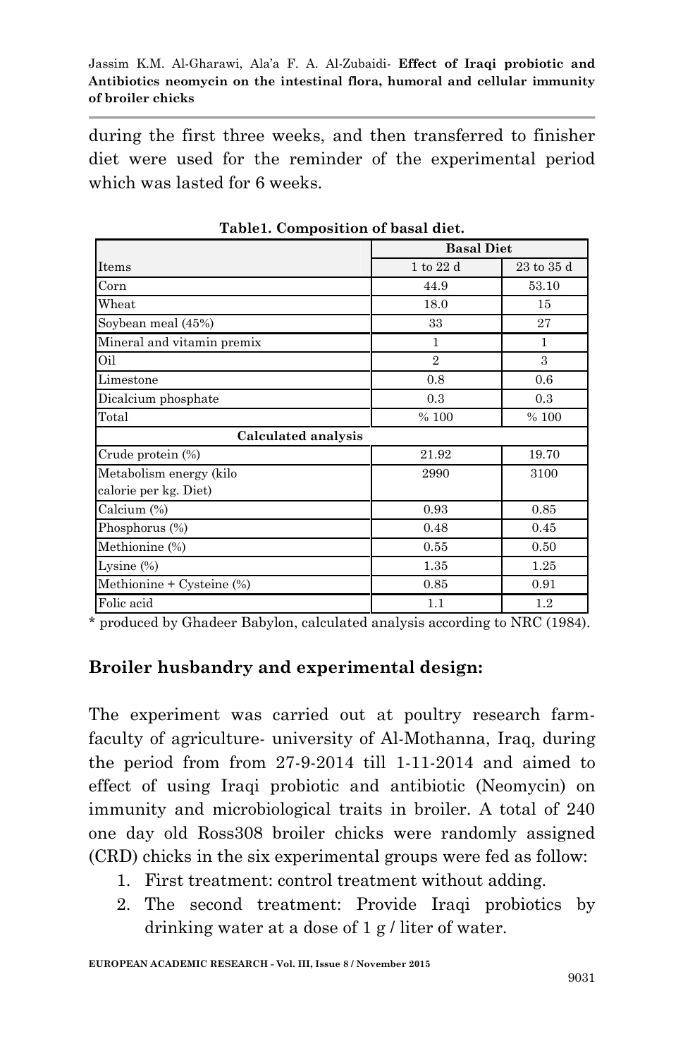during the first three weeks, and then transferred to finisher diet were used for the reminder of the experimental period which was lasted for 6 weeks.

**Table1. Composition of basal diet.**

| Items | Basal Diet | |
|---|---|---|
| | 1 to 22 d | 23 to 35 d |
| Corn | 44.9 | 53.10 |
| Wheat | 18.0 | 15 |
| Soybean meal (45%) | 33 | 27 |
| Mineral and vitamin premix | 1 | 1 |
| Oil | 2 | 3 |
| Limestone | 0.8 | 0.6 |
| Dicalcium phosphate | 0.3 | 0.3 |
| Total | % 100 | % 100 |
| **Calculated analysis** | | |
| Crude protein (%) | 21.92 | 19.70 |
| Metabolism energy (kilo calorie per kg. Diet) | 2990 | 3100 |
| Calcium (%) | 0.93 | 0.85 |
| Phosphorus (%) | 0.48 | 0.45 |
| Methionine (%) | 0.55 | 0.50 |
| Lysine (%) | 1.35 | 1.25 |
| Methionine + Cysteine (%) | 0.85 | 0.91 |
| Folic acid | 1.1 | 1.2 |

* produced by Ghadeer Babylon, calculated analysis according to NRC (1984).

## Broiler husbandry and experimental design:

The experiment was carried out at poultry research farm- faculty of agriculture- university of Al-Mothanna, Iraq, during the period from from 27-9-2014 till 1-11-2014 and aimed to effect of using Iraqi probiotic and antibiotic (Neomycin) on immunity and microbiological traits in broiler. A total of 240 one day old Ross308 broiler chicks were randomly assigned (CRD) chicks in the six experimental groups were fed as follow:

1. First treatment: control treatment without adding.
2. The second treatment: Provide Iraqi probiotics by drinking water at a dose of 1 g / liter of water.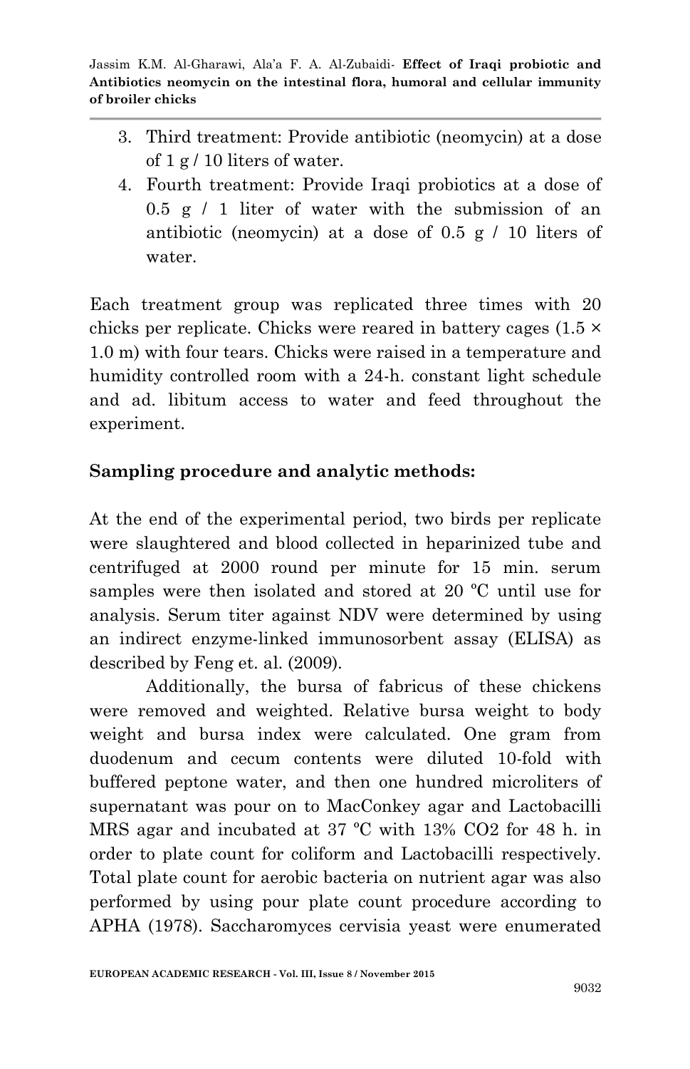3. Third treatment: Provide antibiotic (neomycin) at a dose of 1 g / 10 liters of water.
4. Fourth treatment: Provide Iraqi probiotics at a dose of 0.5 g / 1 liter of water with the submission of an antibiotic (neomycin) at a dose of 0.5 g / 10 liters of water.

Each treatment group was replicated three times with 20 chicks per replicate. Chicks were reared in battery cages (1.5 × 1.0 m) with four tears. Chicks were raised in a temperature and humidity controlled room with a 24-h. constant light schedule and ad. libitum access to water and feed throughout the experiment.

**Sampling procedure and analytic methods:**

At the end of the experimental period, two birds per replicate were slaughtered and blood collected in heparinized tube and centrifuged at 2000 round per minute for 15 min. serum samples were then isolated and stored at 20 ºC until use for analysis. Serum titer against NDV were determined by using an indirect enzyme-linked immunosorbent assay (ELISA) as described by Feng et. al. (2009).

Additionally, the bursa of fabricus of these chickens were removed and weighted. Relative bursa weight to body weight and bursa index were calculated. One gram from duodenum and cecum contents were diluted 10-fold with buffered peptone water, and then one hundred microliters of supernatant was pour on to MacConkey agar and Lactobacilli MRS agar and incubated at 37 ºC with 13% $CO_2$ for 48 h. in order to plate count for coliform and Lactobacilli respectively. Total plate count for aerobic bacteria on nutrient agar was also performed by using pour plate count procedure according to APHA (1978). Saccharomyces cervisia yeast were enumerated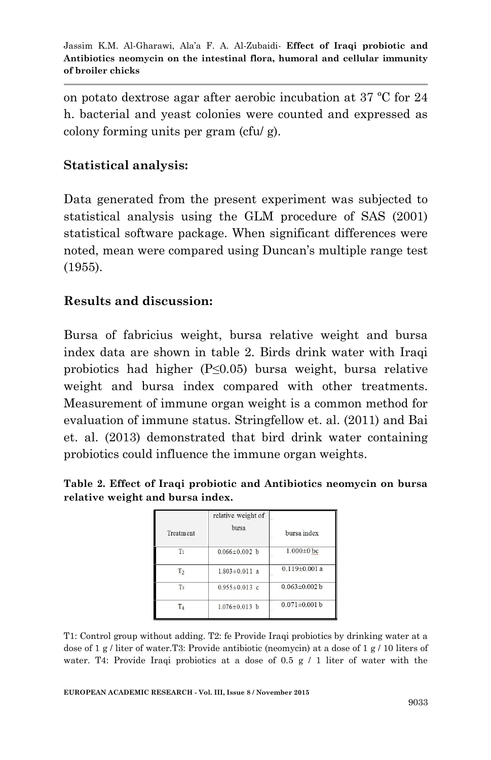on potato dextrose agar after aerobic incubation at 37 °C for 24 h. bacterial and yeast colonies were counted and expressed as colony forming units per gram (cfu/ g).

## Statistical analysis:

Data generated from the present experiment was subjected to statistical analysis using the GLM procedure of SAS (2001) statistical software package. When significant differences were noted, mean were compared using Duncan's multiple range test (1955).

## Results and discussion:

Bursa of fabricius weight, bursa relative weight and bursa index data are shown in table 2. Birds drink water with Iraqi probiotics had higher ($P \leq 0.05$) bursa weight, bursa relative weight and bursa index compared with other treatments. Measurement of immune organ weight is a common method for evaluation of immune status. Stringfellow et. al. (2011) and Bai et. al. (2013) demonstrated that bird drink water containing probiotics could influence the immune organ weights.

**Table 2. Effect of Iraqi probiotic and Antibiotics neomycin on bursa relative weight and bursa index.**

| Treatment | relative weight of bursa | bursa index |
|---|---|---|
| $T_1$ | 0.066±0.002 b | 1.000±0 bc |
| $T_2$ | 1.803±0.011 a | 0.119±0.001 a |
| $T_3$ | 0.955±0.013 c | 0.063±0.002 b |
| $T_4$ | 1.076±0.013 b | 0.071±0.001 b |

T1: Control group without adding. T2: fe Provide Iraqi probiotics by drinking water at a dose of 1 g / liter of water.T3: Provide antibiotic (neomycin) at a dose of 1 g / 10 liters of water. T4: Provide Iraqi probiotics at a dose of 0.5 g / 1 liter of water with the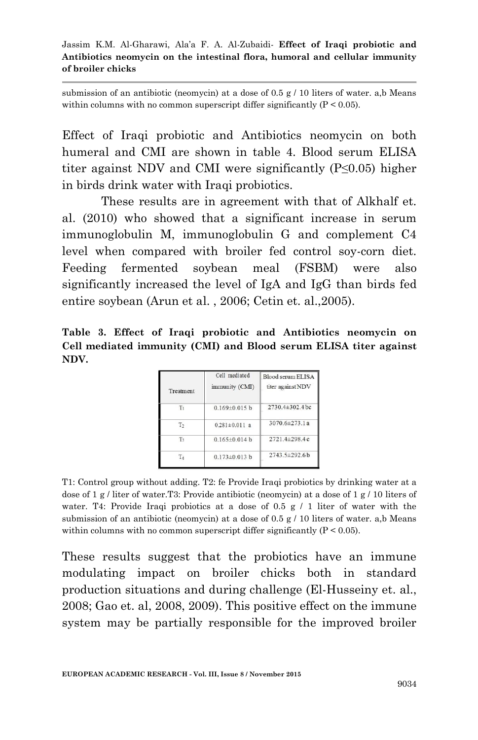submission of an antibiotic (neomycin) at a dose of 0.5 g / 10 liters of water. a,b Means within columns with no common superscript differ significantly (P < 0.05).

Effect of Iraqi probiotic and Antibiotics neomycin on both humeral and CMI are shown in table 4. Blood serum ELISA titer against NDV and CMI were significantly (P≤0.05) higher in birds drink water with Iraqi probiotics.

These results are in agreement with that of Alkhalf et. al. (2010) who showed that a significant increase in serum immunoglobulin M, immunoglobulin G and complement C4 level when compared with broiler fed control soy-corn diet. Feeding fermented soybean meal (FSBM) were also significantly increased the level of IgA and IgG than birds fed entire soybean (Arun et al. , 2006; Cetin et. al.,2005).

**Table 3. Effect of Iraqi probiotic and Antibiotics neomycin on Cell mediated immunity (CMI) and Blood serum ELISA titer against NDV.**

| Treatment | Cell mediated immunity (CMI) | Blood serum ELISA titer against NDV |
| --- | --- | --- |
| $T_1$ | 0.169±0.015 b | 2730.4±302.4 bc |
| $T_2$ | 0.281±0.011 a | 3070.6±273.1 a |
| $T_3$ | 0.165±0.014 b | 2721.4±298.4 c |
| $T_4$ | 0.173±0.013 b | 2743.5±292.6 b |

T1: Control group without adding. T2: fe Provide Iraqi probiotics by drinking water at a dose of 1 g / liter of water.T3: Provide antibiotic (neomycin) at a dose of 1 g / 10 liters of water. T4: Provide Iraqi probiotics at a dose of 0.5 g / 1 liter of water with the submission of an antibiotic (neomycin) at a dose of 0.5 g / 10 liters of water. a,b Means within columns with no common superscript differ significantly (P < 0.05).

These results suggest that the probiotics have an immune modulating impact on broiler chicks both in standard production situations and during challenge (El-Husseiny et. al., 2008; Gao et. al, 2008, 2009). This positive effect on the immune system may be partially responsible for the improved broiler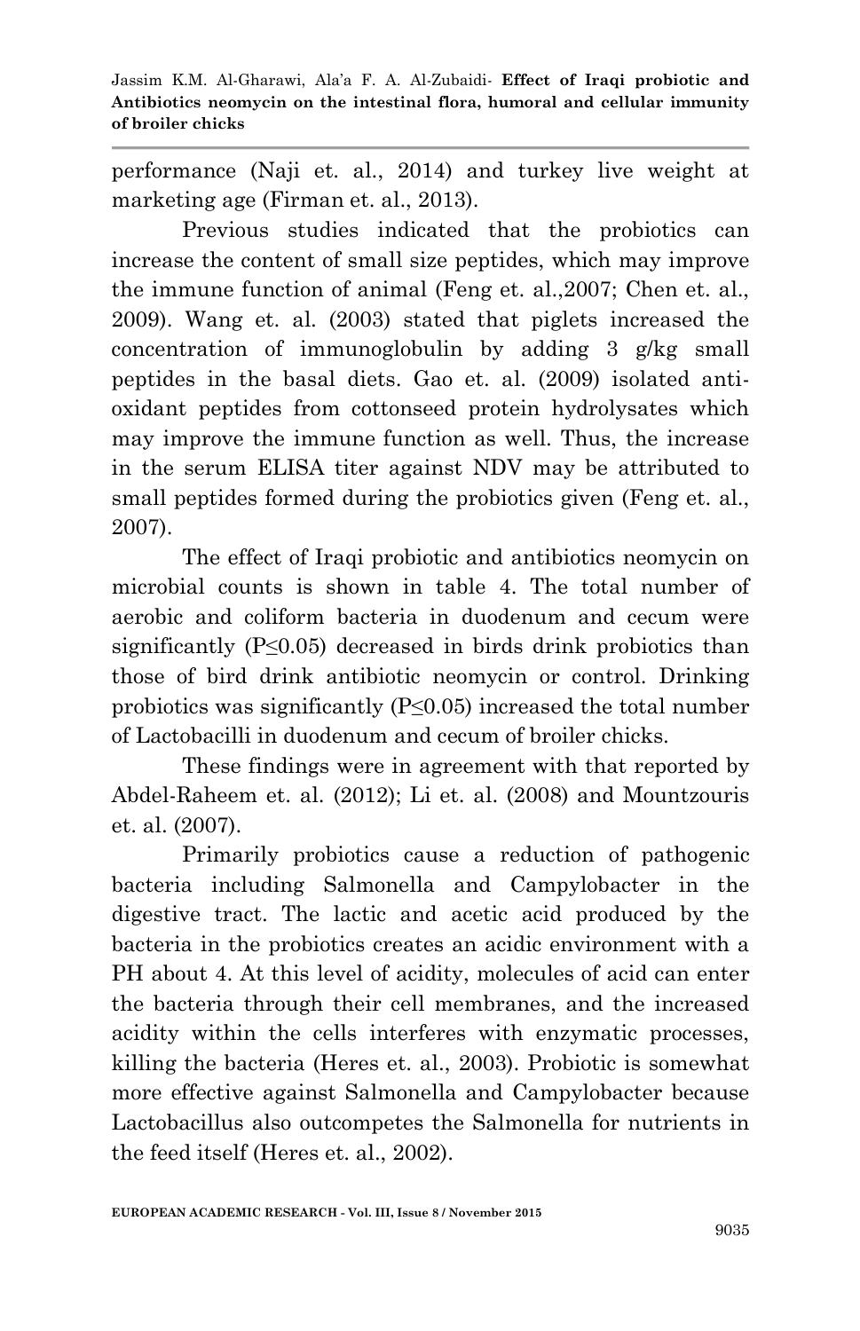performance (Naji et. al., 2014) and turkey live weight at marketing age (Firman et. al., 2013).

Previous studies indicated that the probiotics can increase the content of small size peptides, which may improve the immune function of animal (Feng et. al.,2007; Chen et. al., 2009). Wang et. al. (2003) stated that piglets increased the concentration of immunoglobulin by adding 3 g/kg small peptides in the basal diets. Gao et. al. (2009) isolated anti-oxidant peptides from cottonseed protein hydrolysates which may improve the immune function as well. Thus, the increase in the serum ELISA titer against NDV may be attributed to small peptides formed during the probiotics given (Feng et. al., 2007).

The effect of Iraqi probiotic and antibiotics neomycin on microbial counts is shown in table 4. The total number of aerobic and coliform bacteria in duodenum and cecum were significantly ($P \leq 0.05$) decreased in birds drink probiotics than those of bird drink antibiotic neomycin or control. Drinking probiotics was significantly ($P \leq 0.05$) increased the total number of Lactobacilli in duodenum and cecum of broiler chicks.

These findings were in agreement with that reported by Abdel-Raheem et. al. (2012); Li et. al. (2008) and Mountzouris et. al. (2007).

Primarily probiotics cause a reduction of pathogenic bacteria including Salmonella and Campylobacter in the digestive tract. The lactic and acetic acid produced by the bacteria in the probiotics creates an acidic environment with a PH about 4. At this level of acidity, molecules of acid can enter the bacteria through their cell membranes, and the increased acidity within the cells interferes with enzymatic processes, killing the bacteria (Heres et. al., 2003). Probiotic is somewhat more effective against Salmonella and Campylobacter because Lactobacillus also outcompetes the Salmonella for nutrients in the feed itself (Heres et. al., 2002).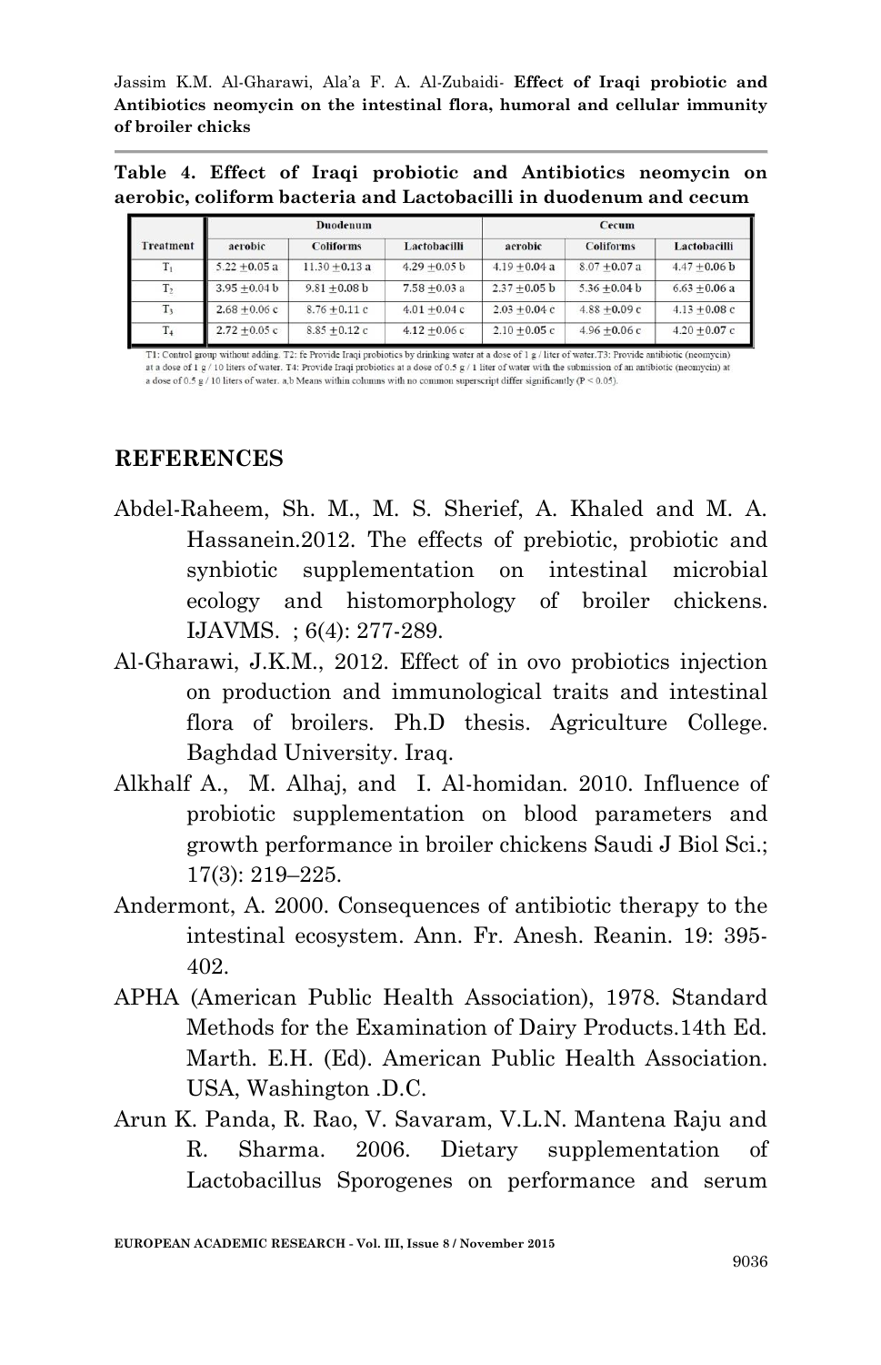**Table 4. Effect of Iraqi probiotic and Antibiotics neomycin on aerobic, coliform bacteria and Lactobacilli in duodenum and cecum**

| Treatment | Duodenum | | | Cecum | | |
|---|---|---|---|---|---|---|
| | aerobic | Coliforms | Lactobacilli | aerobic | Coliforms | Lactobacilli |
| $T_1$ | 5.22 ±0.05 a | 11.30 ±0.13 a | 4.29 ±0.05 b | 4.19 ±0.04 a | 8.07 ±0.07 a | 4.47 ±0.06 b |
| $T_2$ | 3.95 ±0.04 b | 9.81 ±0.08 b | 7.58 ±0.03 a | 2.37 ±0.05 b | 5.36 ±0.04 b | 6.63 ±0.06 a |
| $T_3$ | 2.68 ±0.06 c | 8.76 ±0.11 c | 4.01 ±0.04 c | 2.03 ±0.04 c | 4.88 ±0.09 c | 4.13 ±0.08 c |
| $T_4$ | 2.72 ±0.05 c | 8.85 ±0.12 c | 4.12 ±0.06 c | 2.10 ±0.05 c | 4.96 ±0.06 c | 4.20 ±0.07 c |

T1: Control group without adding. T2: fe Provide Iraqi probiotics by drinking water at a dose of 1 g / liter of water. T3: Provide antibiotic (neomycin) at a dose of 1 g / 10 liters of water. T4: Provide Iraqi probiotics at a dose of 0.5 g / 1 liter of water with the submission of an antibiotic (neomycin) at a dose of 0.5 g / 10 liters of water. a,b Means within columns with no common superscript differ significantly ($P < 0.05$).

## REFERENCES

Abdel-Raheem, Sh. M., M. S. Sherief, A. Khaled and M. A. Hassanein.2012. The effects of prebiotic, probiotic and synbiotic supplementation on intestinal microbial ecology and histomorphology of broiler chickens. IJAVMS. ; 6(4): 277-289.

Al-Gharawi, J.K.M., 2012. Effect of in ovo probiotics injection on production and immunological traits and intestinal flora of broilers. Ph.D thesis. Agriculture College. Baghdad University. Iraq.

Alkhalf A., M. Alhaj, and I. Al-homidan. 2010. Influence of probiotic supplementation on blood parameters and growth performance in broiler chickens Saudi J Biol Sci.; 17(3): 219–225.

Andermont, A. 2000. Consequences of antibiotic therapy to the intestinal ecosystem. Ann. Fr. Anesh. Reanin. 19: 395-402.

APHA (American Public Health Association), 1978. Standard Methods for the Examination of Dairy Products.14th Ed. Marth. E.H. (Ed). American Public Health Association. USA, Washington .D.C.

Arun K. Panda, R. Rao, V. Savaram, V.L.N. Mantena Raju and R. Sharma. 2006. Dietary supplementation of Lactobacillus Sporogenes on performance and serum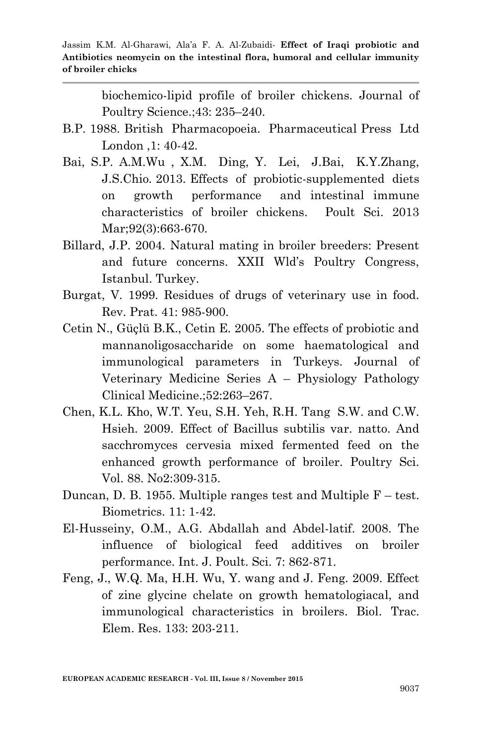biochemico-lipid profile of broiler chickens. Journal of Poultry Science.;43: 235–240.

B.P. 1988. British Pharmacopoeia. Pharmaceutical Press Ltd London ,1: 40-42.

Bai, S.P. A.M.Wu , X.M. Ding, Y. Lei, J.Bai, K.Y.Zhang, J.S.Chio. 2013. Effects of probiotic-supplemented diets on growth performance and intestinal immune characteristics of broiler chickens. Poult Sci. 2013 Mar;92(3):663-670.

Billard, J.P. 2004. Natural mating in broiler breeders: Present and future concerns. XXII Wld's Poultry Congress, Istanbul. Turkey.

Burgat, V. 1999. Residues of drugs of veterinary use in food. Rev. Prat. 41: 985-900.

Cetin N., Güçlü B.K., Cetin E. 2005. The effects of probiotic and mannanoligosaccharide on some haematological and immunological parameters in Turkeys. Journal of Veterinary Medicine Series A – Physiology Pathology Clinical Medicine.;52:263–267.

Chen, K.L. Kho, W.T. Yeu, S.H. Yeh, R.H. Tang S.W. and C.W. Hsieh. 2009. Effect of Bacillus subtilis var. natto. And sacchromyces cervesia mixed fermented feed on the enhanced growth performance of broiler. Poultry Sci. Vol. 88. No2:309-315.

Duncan, D. B. 1955. Multiple ranges test and Multiple F – test. Biometrics. 11: 1-42.

El-Husseiny, O.M., A.G. Abdallah and Abdel-latif. 2008. The influence of biological feed additives on broiler performance. Int. J. Poult. Sci. 7: 862-871.

Feng, J., W.Q. Ma, H.H. Wu, Y. wang and J. Feng. 2009. Effect of zine glycine chelate on growth hematologiacal, and immunological characteristics in broilers. Biol. Trac. Elem. Res. 133: 203-211.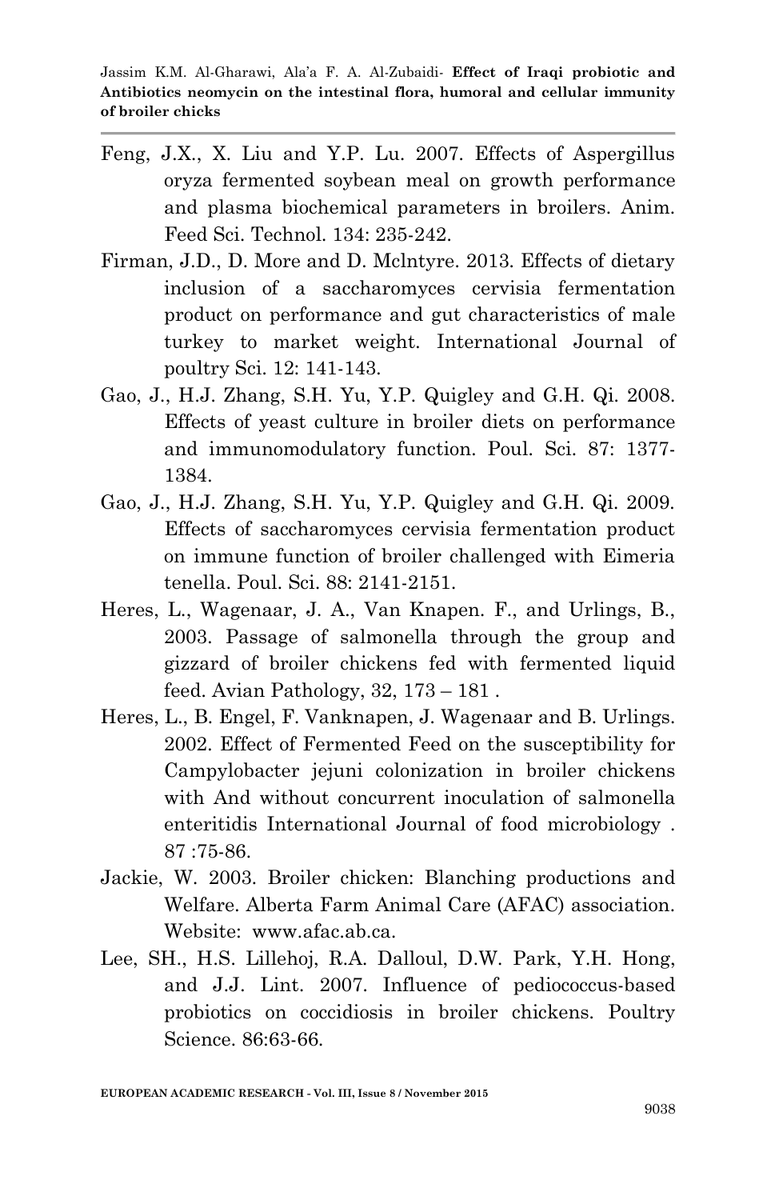Feng, J.X., X. Liu and Y.P. Lu. 2007. Effects of Aspergillus oryza fermented soybean meal on growth performance and plasma biochemical parameters in broilers. Anim. Feed Sci. Technol. 134: 235-242.

Firman, J.D., D. More and D. Mclntyre. 2013. Effects of dietary inclusion of a saccharomyces cervisia fermentation product on performance and gut characteristics of male turkey to market weight. International Journal of poultry Sci. 12: 141-143.

Gao, J., H.J. Zhang, S.H. Yu, Y.P. Quigley and G.H. Qi. 2008. Effects of yeast culture in broiler diets on performance and immunomodulatory function. Poul. Sci. 87: 1377-1384.

Gao, J., H.J. Zhang, S.H. Yu, Y.P. Quigley and G.H. Qi. 2009. Effects of saccharomyces cervisia fermentation product on immune function of broiler challenged with Eimeria tenella. Poul. Sci. 88: 2141-2151.

Heres, L., Wagenaar, J. A., Van Knapen. F., and Urlings, B., 2003. Passage of salmonella through the group and gizzard of broiler chickens fed with fermented liquid feed. Avian Pathology, 32, 173 – 181 .

Heres, L., B. Engel, F. Vanknapen, J. Wagenaar and B. Urlings. 2002. Effect of Fermented Feed on the susceptibility for Campylobacter jejuni colonization in broiler chickens with And without concurrent inoculation of salmonella enteritidis International Journal of food microbiology . 87 :75-86.

Jackie, W. 2003. Broiler chicken: Blanching productions and Welfare. Alberta Farm Animal Care (AFAC) association. Website: www.afac.ab.ca.

Lee, SH., H.S. Lillehoj, R.A. Dalloul, D.W. Park, Y.H. Hong, and J.J. Lint. 2007. Influence of pediococcus-based probiotics on coccidiosis in broiler chickens. Poultry Science. 86:63-66.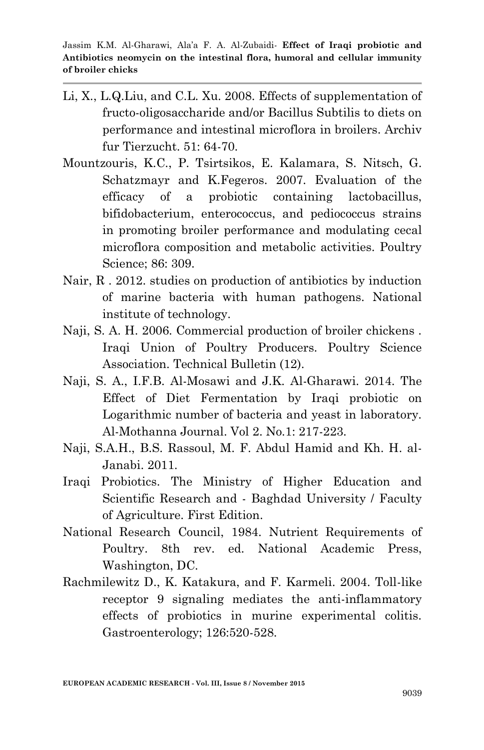Li, X., L.Q.Liu, and C.L. Xu. 2008. Effects of supplementation of fructo-oligosaccharide and/or Bacillus Subtilis to diets on performance and intestinal microflora in broilers. Archiv fur Tierzucht. 51: 64-70.

Mountzouris, K.C., P. Tsirtsikos, E. Kalamara, S. Nitsch, G. Schatzmayr and K.Fegeros. 2007. Evaluation of the efficacy of a probiotic containing lactobacillus, bifidobacterium, enterococcus, and pediococcus strains in promoting broiler performance and modulating cecal microflora composition and metabolic activities. Poultry Science; 86: 309.

Nair, R . 2012. studies on production of antibiotics by induction of marine bacteria with human pathogens. National institute of technology.

Naji, S. A. H. 2006. Commercial production of broiler chickens . Iraqi Union of Poultry Producers. Poultry Science Association. Technical Bulletin (12).

Naji, S. A., I.F.B. Al-Mosawi and J.K. Al-Gharawi. 2014. The Effect of Diet Fermentation by Iraqi probiotic on Logarithmic number of bacteria and yeast in laboratory. Al-Mothanna Journal. Vol 2. No.1: 217-223.

Naji, S.A.H., B.S. Rassoul, M. F. Abdul Hamid and Kh. H. al-Janabi. 2011.

Iraqi Probiotics. The Ministry of Higher Education and Scientific Research and - Baghdad University / Faculty of Agriculture. First Edition.

National Research Council, 1984. Nutrient Requirements of Poultry. 8th rev. ed. National Academic Press, Washington, DC.

Rachmilewitz D., K. Katakura, and F. Karmeli. 2004. Toll-like receptor 9 signaling mediates the anti-inflammatory effects of probiotics in murine experimental colitis. Gastroenterology; 126:520-528.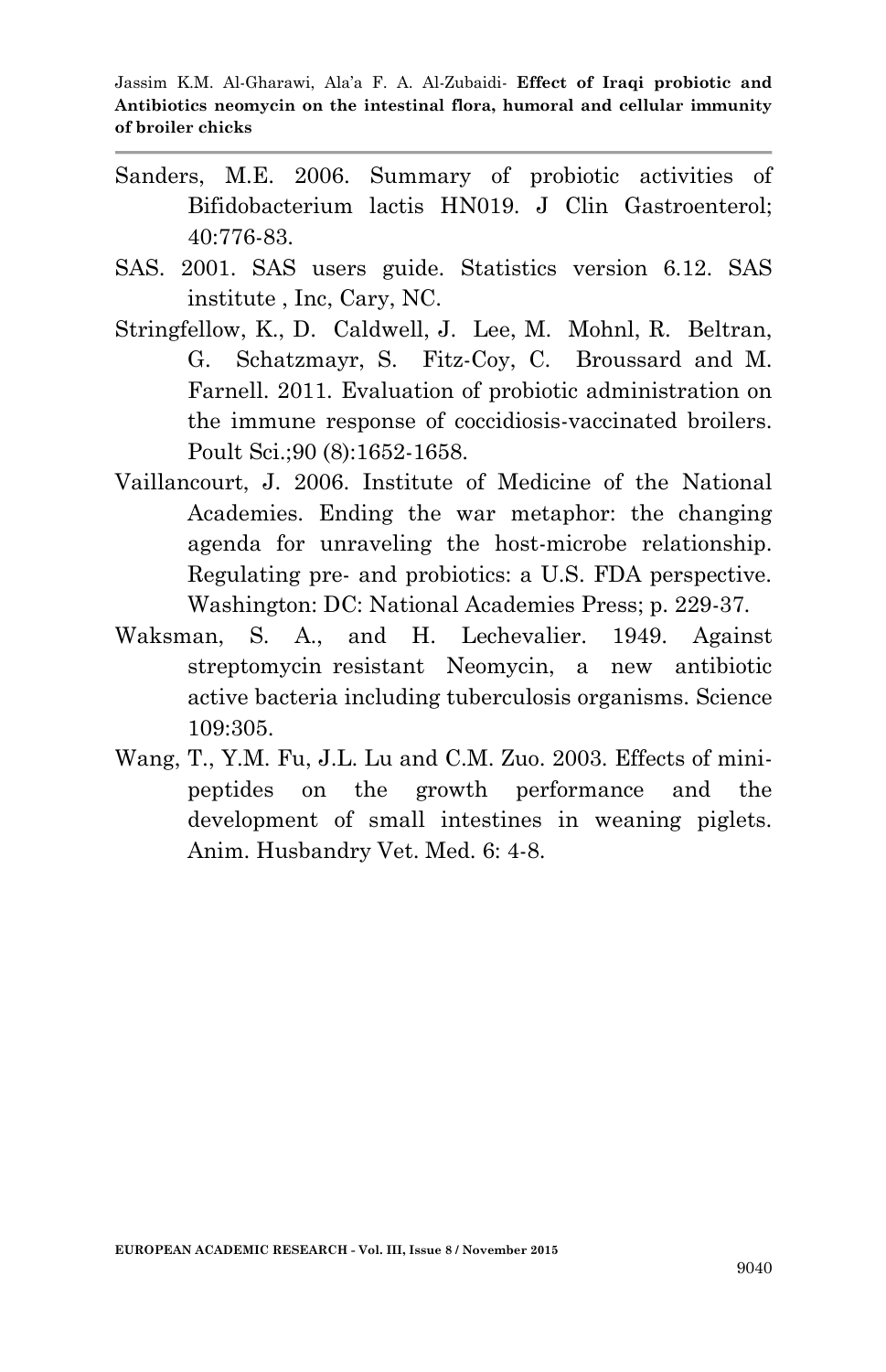Sanders, M.E. 2006. Summary of probiotic activities of Bifidobacterium lactis HN019. J Clin Gastroenterol; 40:776-83.

SAS. 2001. SAS users guide. Statistics version 6.12. SAS institute , Inc, Cary, NC.

Stringfellow, K., D. Caldwell, J. Lee, M. Mohnl, R. Beltran, G. Schatzmayr, S. Fitz-Coy, C. Broussard and M. Farnell. 2011. Evaluation of probiotic administration on the immune response of coccidiosis-vaccinated broilers. Poult Sci.;90 (8):1652-1658.

Vaillancourt, J. 2006. Institute of Medicine of the National Academies. Ending the war metaphor: the changing agenda for unraveling the host-microbe relationship. Regulating pre- and probiotics: a U.S. FDA perspective. Washington: DC: National Academies Press; p. 229-37.

Waksman, S. A., and H. Lechevalier. 1949. Against streptomycin resistant Neomycin, a new antibiotic active bacteria including tuberculosis organisms. Science 109:305.

Wang, T., Y.M. Fu, J.L. Lu and C.M. Zuo. 2003. Effects of mini-peptides on the growth performance and the development of small intestines in weaning piglets. Anim. Husbandry Vet. Med. 6: 4-8.